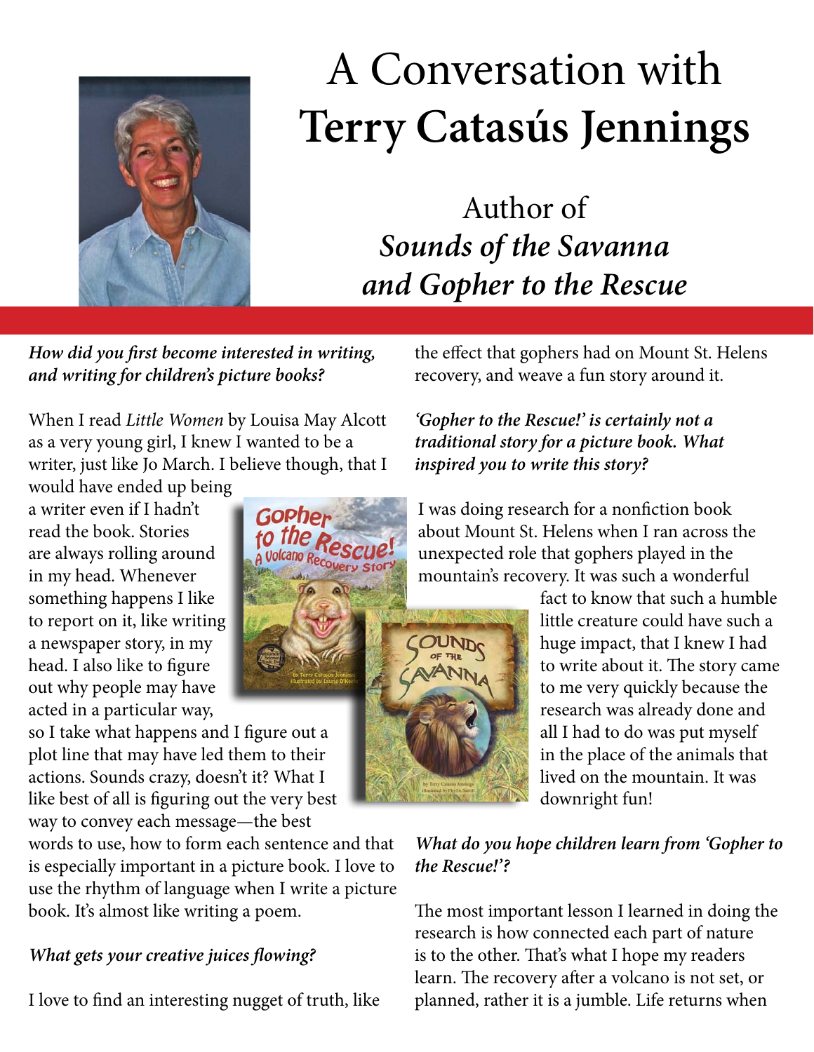# A Conversation with **Terry Catasús Jennings**

## Author of *Sounds of the Savanna and Gopher to the Rescue*

***How did you first become interested in writing, and writing for children's picture books?***

When I read *Little Women* by Louisa May Alcott as a very young girl, I knew I wanted to be a writer, just like Jo March. I believe though, that I would have ended up being a writer even if I hadn't read the book. Stories are always rolling around in my head. Whenever something happens I like to report on it, like writing a newspaper story, in my head. I also like to figure out why people may have acted in a particular way, so I take what happens and I figure out a plot line that may have led them to their actions. Sounds crazy, doesn't it? What I like best of all is figuring out the very best way to convey each message—the best words to use, how to form each sentence and that is especially important in a picture book. I love to use the rhythm of language when I write a picture book. It's almost like writing a poem.

***What gets your creative juices flowing?***

I love to find an interesting nugget of truth, like the effect that gophers had on Mount St. Helens recovery, and weave a fun story around it.

***'Gopher to the Rescue!' is certainly not a traditional story for a picture book. What inspired you to write this story?***

I was doing research for a nonfiction book about Mount St. Helens when I ran across the unexpected role that gophers played in the mountain's recovery. It was such a wonderful fact to know that such a humble little creature could have such a huge impact, that I knew I had to write about it. The story came to me very quickly because the research was already done and all I had to do was put myself in the place of the animals that lived on the mountain. It was downright fun!

***What do you hope children learn from 'Gopher to the Rescue!'?***

The most important lesson I learned in doing the research is how connected each part of nature is to the other. That's what I hope my readers learn. The recovery after a volcano is not set, or planned, rather it is a jumble. Life returns when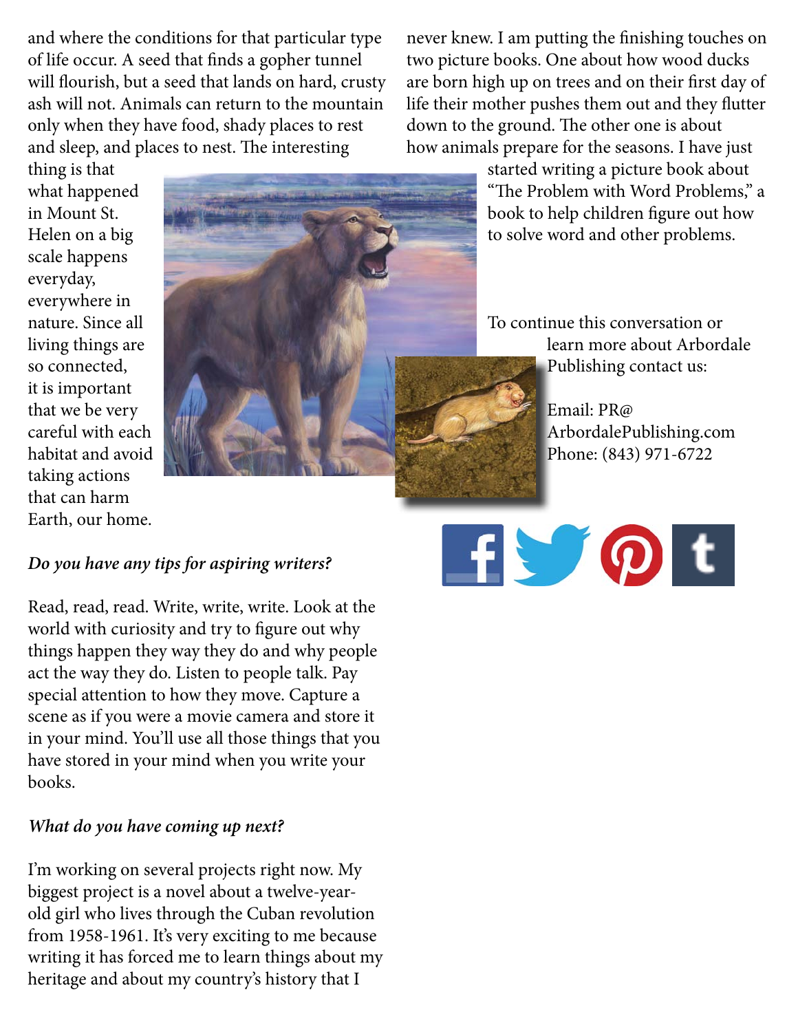and where the conditions for that particular type of life occur. A seed that finds a gopher tunnel will flourish, but a seed that lands on hard, crusty ash will not. Animals can return to the mountain only when they have food, shady places to rest and sleep, and places to nest. The interesting thing is that what happened in Mount St. Helen on a big scale happens everyday, everywhere in nature. Since all living things are so connected, it is important that we be very careful with each habitat and avoid taking actions that can harm Earth, our home.

***Do you have any tips for aspiring writers?***

Read, read, read. Write, write, write. Look at the world with curiosity and try to figure out why things happen they way they do and why people act the way they do. Listen to people talk. Pay special attention to how they move. Capture a scene as if you were a movie camera and store it in your mind. You'll use all those things that you have stored in your mind when you write your books.

***What do you have coming up next?***

I'm working on several projects right now. My biggest project is a novel about a twelve-year-old girl who lives through the Cuban revolution from 1958-1961. It's very exciting to me because writing it has forced me to learn things about my heritage and about my country's history that I never knew. I am putting the finishing touches on two picture books. One about how wood ducks are born high up on trees and on their first day of life their mother pushes them out and they flutter down to the ground. The other one is about how animals prepare for the seasons. I have just started writing a picture book about "The Problem with Word Problems," a book to help children figure out how to solve word and other problems.

To continue this conversation or learn more about Arbordale Publishing contact us:

Email: PR@ArbordalePublishing.com
Phone: (843) 971-6722